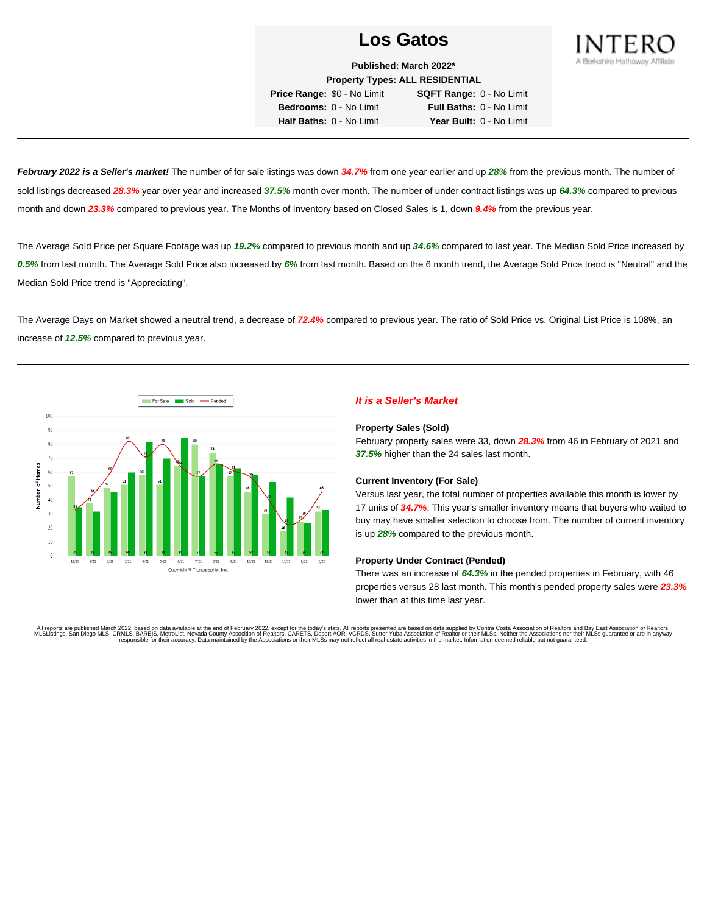# Los Gatos

**Published: March 2022***
**Property Types: ALL RESIDENTIAL**

| | | | |
|---|---|---|---|
| **Price Range:** | $0 - No Limit | **SQFT Range:** | 0 - No Limit |
| **Bedrooms:** | 0 - No Limit | **Full Baths:** | 0 - No Limit |
| **Half Baths:** | 0 - No Limit | **Year Built:** | 0 - No Limit |

---

***February 2022 is a Seller's market!*** The number of for sale listings was down ***34.7%*** from one year earlier and up ***28%*** from the previous month. The number of sold listings decreased ***28.3%*** year over year and increased ***37.5%*** month over month. The number of under contract listings was up ***64.3%*** compared to previous month and down ***23.3%*** compared to previous year. The Months of Inventory based on Closed Sales is 1, down ***9.4%*** from the previous year.

The Average Sold Price per Square Footage was up ***19.2%*** compared to previous month and up ***34.6%*** compared to last year. The Median Sold Price increased by ***0.5%*** from last month. The Average Sold Price also increased by ***6%*** from last month. Based on the 6 month trend, the Average Sold Price trend is "Neutral" and the Median Sold Price trend is "Appreciating".

The Average Days on Market showed a neutral trend, a decrease of ***72.4%*** compared to previous year. The ratio of Sold Price vs. Original List Price is 108%, an increase of ***12.5%*** compared to previous year.

---

| Month | For Sale | Sold | Pended |
|---|---|---|---|
| 12/20 | 57 | 35 | 31 |
| 1/21 | 38 | 32 | 44 |
| 2/21 | 49 | 46 | 60 |
| 3/21 | 51 | 60 | 82 |
| 4/21 | 58 | 82 | 71 |
| 5/21 | 51 | 70 | 80 |
| 6/21 | 65 | 85 | 64 |
| 7/21 | 80 | 57 | 57 |
| 8/21 | 74 | 66 | 66 |
| 9/21 | 57 | 63 | 61 |
| 10/21 | 46 | 58 | 56 |
| 11/21 | 30 | 53 | 40 |
| 12/21 | 18 | 42 | 23 |
| 1/22 | 25 | 24 | 28 |
| 2/22 | 32 | 33 | 46 |

Copyright ® Trendgraphix, Inc.

## *It is a Seller's Market*

**Property Sales (Sold)**

February property sales were 33, down ***28.3%*** from 46 in February of 2021 and ***37.5%*** higher than the 24 sales last month.

**Current Inventory (For Sale)**

Versus last year, the total number of properties available this month is lower by 17 units of ***34.7%***. This year's smaller inventory means that buyers who waited to buy may have smaller selection to choose from. The number of current inventory is up ***28%*** compared to the previous month.

**Property Under Contract (Pended)**

There was an increase of ***64.3%*** in the pended properties in February, with 46 properties versus 28 last month. This month's pended property sales were ***23.3%*** lower than at this time last year.

All reports are published March 2022, based on data available at the end of February 2022, except for the today's stats. All reports presented are based on data supplied by Contra Costa Association of Realtors and Bay East Association of Realtors, MLSListings, San Diego MLS, CRMLS, BAREIS, MetroList, Nevada County Associtio of Realtors, CARETS, Desert AOR, VCRDS, Sutter Yuba Association of Realtor or their MLSs. Neither the Associations nor their MLSs guarantee or are in anyway responsible for their accuracy. Data maintained by the Associations or their MLSs may not reflect all real estate activities in the market. Information deemed reliable but not guaranteed.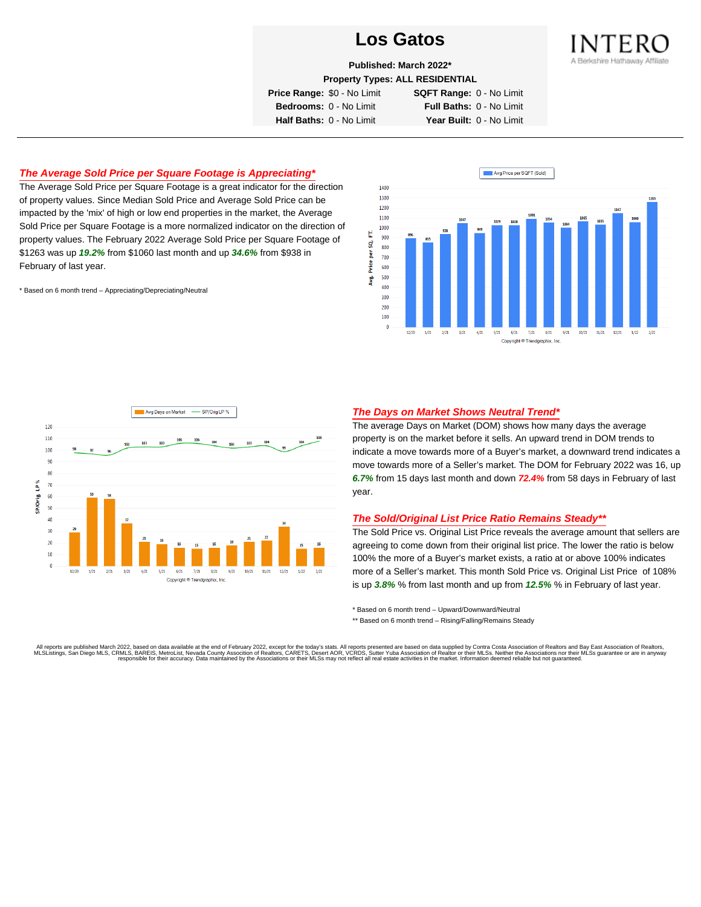# Los Gatos

**Published: March 2022***

**Property Types: ALL RESIDENTIAL**

| | | | |
|---|---|---|---|
| **Price Range:** | $0 - No Limit | **SQFT Range:** | 0 - No Limit |
| **Bedrooms:** | 0 - No Limit | **Full Baths:** | 0 - No Limit |
| **Half Baths:** | 0 - No Limit | **Year Built:** | 0 - No Limit |

## *The Average Sold Price per Square Footage is Appreciating**

The Average Sold Price per Square Footage is a great indicator for the direction of property values. Since Median Sold Price and Average Sold Price can be impacted by the 'mix' of high or low end properties in the market, the Average Sold Price per Square Footage is a more normalized indicator on the direction of property values. The February 2022 Average Sold Price per Square Footage of $1263 was up ***19.2%*** from $1060 last month and up ***34.6%*** from $938 in February of last year.

* Based on 6 month trend – Appreciating/Depreciating/Neutral

Avg Price per SQFT (Sold)

| Month | 12/20 | 1/21 | 2/21 | 3/21 | 4/21 | 5/21 | 6/21 | 7/21 | 8/21 | 9/21 | 10/21 | 11/21 | 12/21 | 1/22 | 2/22 |
|---|---|---|---|---|---|---|---|---|---|---|---|---|---|---|---|
| Avg. Price per SQ. FT. | 896 | 855 | 938 | 1047 | 949 | 1029 | 1028 | 1091 | 1054 | 1004 | 1065 | 1035 | 1147 | 1060 | 1263 |

Copyright © Trendgraphix, Inc.

Avg Days on Market / SP/Orig LP %

| Month | 12/20 | 1/21 | 2/21 | 3/21 | 4/21 | 5/21 | 6/21 | 7/21 | 8/21 | 9/21 | 10/21 | 11/21 | 12/21 | 1/22 | 2/22 |
|---|---|---|---|---|---|---|---|---|---|---|---|---|---|---|---|
| Avg Days on Market | 29 | 59 | 58 | 37 | 21 | 19 | 16 | 15 | 16 | 18 | 21 | 22 | 34 | 15 | 16 |
| SP/Orig LP % | 98 | 97 | 96 | 102 | 103 | 103 | 106 | 106 | 104 | 102 | 103 | 104 | 99 | 104 | 108 |

Copyright © Trendgraphix, Inc.

## *The Days on Market Shows Neutral Trend**

The average Days on Market (DOM) shows how many days the average property is on the market before it sells. An upward trend in DOM trends to indicate a move towards more of a Buyer's market, a downward trend indicates a move towards more of a Seller's market. The DOM for February 2022 was 16, up ***6.7%*** from 15 days last month and down ***72.4%*** from 58 days in February of last year.

## *The Sold/Original List Price Ratio Remains Steady***

The Sold Price vs. Original List Price reveals the average amount that sellers are agreeing to come down from their original list price. The lower the ratio is below 100% the more of a Buyer's market exists, a ratio at or above 100% indicates more of a Seller's market. This month Sold Price vs. Original List Price of 108% is up ***3.8%*** % from last month and up from ***12.5%*** % in February of last year.

* Based on 6 month trend – Upward/Downward/Neutral

** Based on 6 month trend – Rising/Falling/Remains Steady

All reports are published March 2022, based on data available at the end of February 2022, except for the today's stats. All reports presented are based on data supplied by Contra Costa Association of Realtors and Bay East Association of Realtors, MLSListings, San Diego MLS, CRMLS, BAREIS, MetroList, Nevada County Association of Realtors, CARETS, Desert AOR, VCRDS, Sutter Yuba Association of Realtor or their MLSs. Neither the Associations nor their MLSs guarantee or are in anyway responsible for their accuracy. Data maintained by the Associations or their MLSs may not reflect all real estate activities in the market. Information deemed reliable but not guaranteed.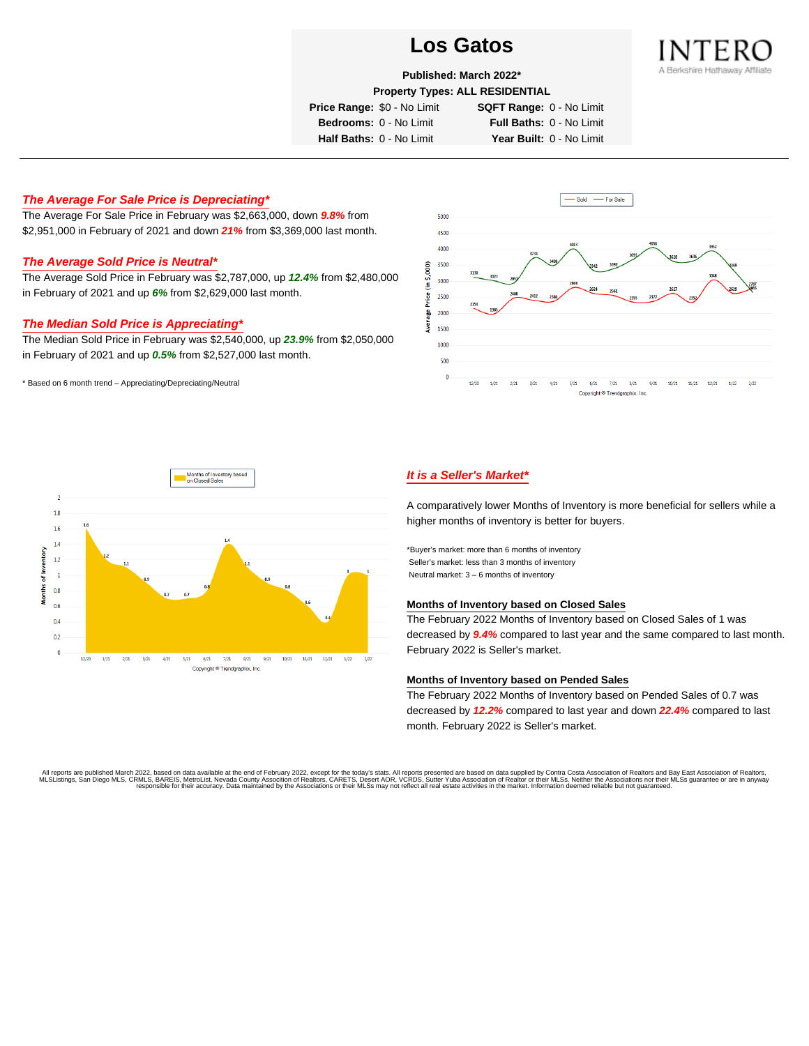# Los Gatos

**Published: March 2022***

**Property Types: ALL RESIDENTIAL**

| | | | |
|---|---|---|---|
| **Price Range:** | $0 - No Limit | **SQFT Range:** | 0 - No Limit |
| **Bedrooms:** | 0 - No Limit | **Full Baths:** | 0 - No Limit |
| **Half Baths:** | 0 - No Limit | **Year Built:** | 0 - No Limit |

INTERO
A Berkshire Hathaway Affiliate

## *The Average For Sale Price is Depreciating**

The Average For Sale Price in February was $2,663,000, down ***9.8%*** from $2,951,000 in February of 2021 and down ***21%*** from $3,369,000 last month.

## *The Average Sold Price is Neutral**

The Average Sold Price in February was $2,787,000, up ***12.4%*** from $2,480,000 in February of 2021 and up ***6%*** from $2,629,000 last month.

## *The Median Sold Price is Appreciating**

The Median Sold Price in February was $2,540,000, up ***23.9%*** from $2,050,000 in February of 2021 and up ***0.5%*** from $2,527,000 last month.

* Based on 6 month trend – Appreciating/Depreciating/Neutral

## *It is a Seller's Market**

A comparatively lower Months of Inventory is more beneficial for sellers while a higher months of inventory is better for buyers.

*Buyer's market: more than 6 months of inventory
Seller's market: less than 3 months of inventory
Neutral market: 3 – 6 months of inventory

### Months of Inventory based on Closed Sales

The February 2022 Months of Inventory based on Closed Sales of 1 was decreased by ***9.4%*** compared to last year and the same compared to last month. February 2022 is Seller's market.

### Months of Inventory based on Pended Sales

The February 2022 Months of Inventory based on Pended Sales of 0.7 was decreased by ***12.2%*** compared to last year and down ***22.4%*** compared to last month. February 2022 is Seller's market.

All reports are published March 2022, based on data available at the end of February 2022, except for the today's stats. All reports presented are based on data supplied by Contra Costa Association of Realtors and Bay East Association of Realtors, MLSListings, San Diego MLS, CRMLS, BAREIS, MetroList, Nevada County Association of Realtors, CARETS, Desert AOR, VCRDS, Sutter Yuba Association of Realtor or their MLSs. Neither the Associations nor their MLSs guarantee or are in anyway responsible for their accuracy. Data maintained by the Associations or their MLSs may not reflect all real estate activities in the market. Information deemed reliable but not guaranteed.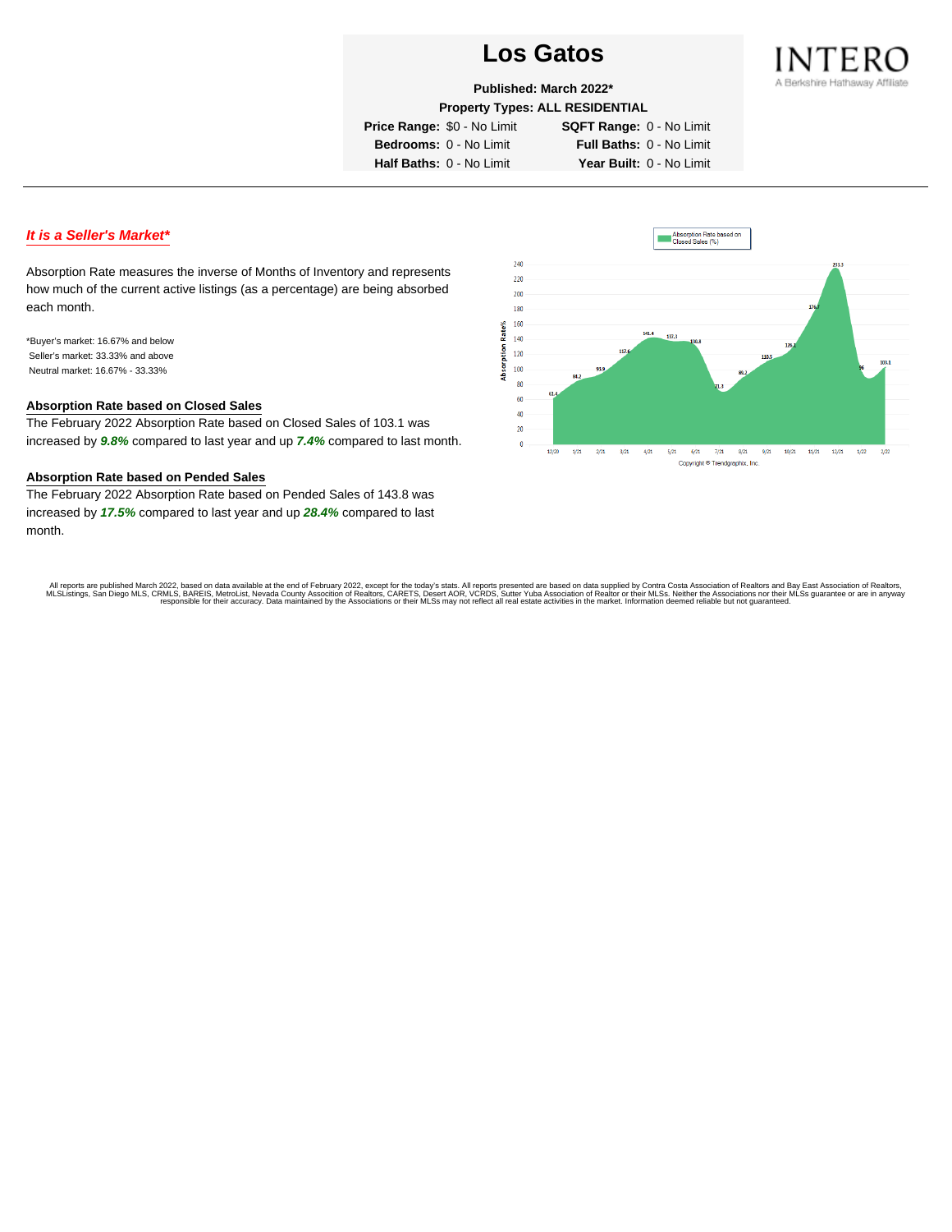# Los Gatos

**Published: March 2022***

**Property Types: ALL RESIDENTIAL**

| | | | |
|---|---|---|---|
| **Price Range:** | $0 - No Limit | **SQFT Range:** | 0 - No Limit |
| **Bedrooms:** | 0 - No Limit | **Full Baths:** | 0 - No Limit |
| **Half Baths:** | 0 - No Limit | **Year Built:** | 0 - No Limit |

INTERO
A Berkshire Hathaway Affiliate

---

## *It is a Seller's Market**

Absorption Rate measures the inverse of Months of Inventory and represents how much of the current active listings (as a percentage) are being absorbed each month.

*Buyer's market: 16.67% and below
Seller's market: 33.33% and above
Neutral market: 16.67% - 33.33%

### Absorption Rate based on Closed Sales

The February 2022 Absorption Rate based on Closed Sales of 103.1 was increased by ***9.8%*** compared to last year and up ***7.4%*** compared to last month.

### Absorption Rate based on Pended Sales

The February 2022 Absorption Rate based on Pended Sales of 143.8 was increased by ***17.5%*** compared to last year and up ***28.4%*** compared to last month.

Absorption Rate based on Closed Sales (%)

Absorption Rate%

240
220
200
180
160
140
120
100
80
60
40
20
0

61.4
84.2
93.9
117.6
141.4
137.3
136.8
71.3
89.2
110.5
129.1
176.7
233.3
96
103.1

12/20 1/21 2/21 3/21 4/21 5/21 6/21 7/21 8/21 9/21 10/21 11/21 12/21 1/22 2/22

Copyright © Trendgraphix, Inc.

All reports are published March 2022, based on data available at the end of February 2022, except for the today's stats. All reports presented are based on data supplied by Contra Costa Association of Realtors and Bay East Association of Realtors, MLSListings, San Diego MLS, CRMLS, BAREIS, MetroList, Nevada County Association of Realtors, CARETS, Desert AOR, VCRDS, Sutter Yuba Association of Realtor or their MLSs. Neither the Associations nor their MLSs guarantee or are in anyway responsible for their accuracy. Data maintained by the Associations or their MLSs may not reflect all real estate activities in the market. Information deemed reliable but not guaranteed.